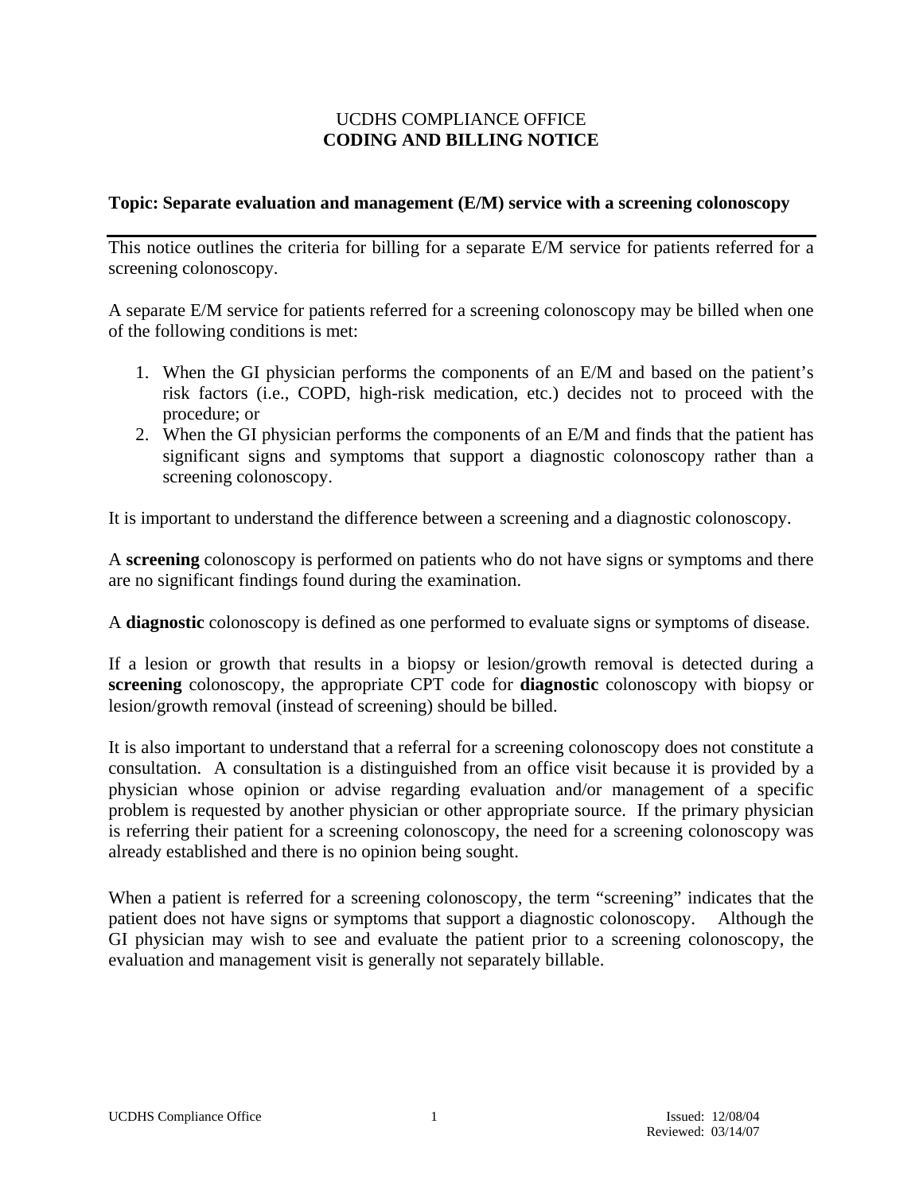UCDHS COMPLIANCE OFFICE
**CODING AND BILLING NOTICE**

**Topic: Separate evaluation and management (E/M) service with a screening colonoscopy**

---

This notice outlines the criteria for billing for a separate E/M service for patients referred for a screening colonoscopy.

A separate E/M service for patients referred for a screening colonoscopy may be billed when one of the following conditions is met:

1. When the GI physician performs the components of an E/M and based on the patient's risk factors (i.e., COPD, high-risk medication, etc.) decides not to proceed with the procedure; or
2. When the GI physician performs the components of an E/M and finds that the patient has significant signs and symptoms that support a diagnostic colonoscopy rather than a screening colonoscopy.

It is important to understand the difference between a screening and a diagnostic colonoscopy.

A **screening** colonoscopy is performed on patients who do not have signs or symptoms and there are no significant findings found during the examination.

A **diagnostic** colonoscopy is defined as one performed to evaluate signs or symptoms of disease.

If a lesion or growth that results in a biopsy or lesion/growth removal is detected during a **screening** colonoscopy, the appropriate CPT code for **diagnostic** colonoscopy with biopsy or lesion/growth removal (instead of screening) should be billed.

It is also important to understand that a referral for a screening colonoscopy does not constitute a consultation. A consultation is a distinguished from an office visit because it is provided by a physician whose opinion or advise regarding evaluation and/or management of a specific problem is requested by another physician or other appropriate source. If the primary physician is referring their patient for a screening colonoscopy, the need for a screening colonoscopy was already established and there is no opinion being sought.

When a patient is referred for a screening colonoscopy, the term "screening" indicates that the patient does not have signs or symptoms that support a diagnostic colonoscopy. Although the GI physician may wish to see and evaluate the patient prior to a screening colonoscopy, the evaluation and management visit is generally not separately billable.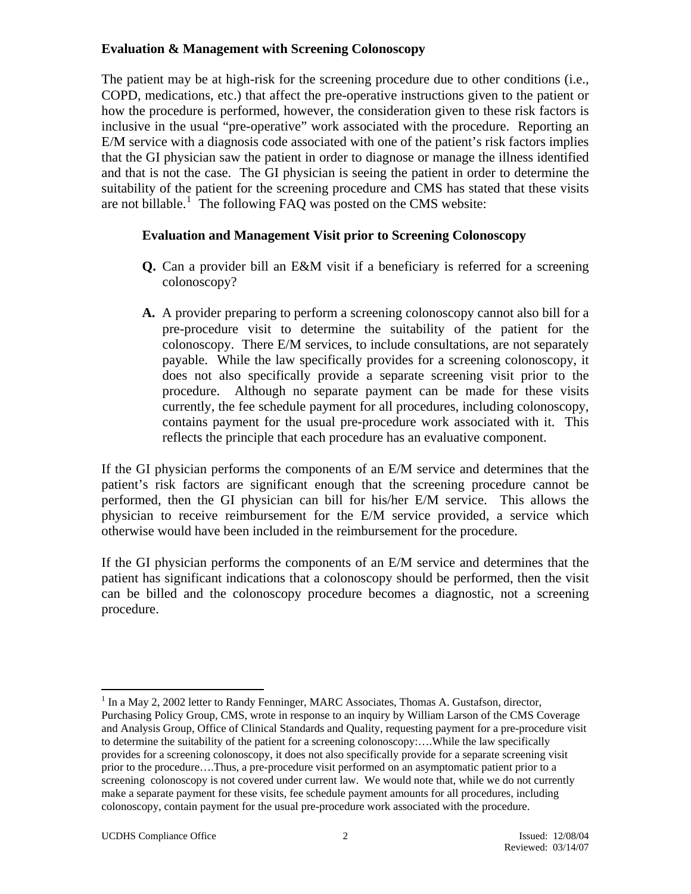**Evaluation & Management with Screening Colonoscopy**

The patient may be at high-risk for the screening procedure due to other conditions (i.e., COPD, medications, etc.) that affect the pre-operative instructions given to the patient or how the procedure is performed, however, the consideration given to these risk factors is inclusive in the usual "pre-operative" work associated with the procedure. Reporting an E/M service with a diagnosis code associated with one of the patient's risk factors implies that the GI physician saw the patient in order to diagnose or manage the illness identified and that is not the case. The GI physician is seeing the patient in order to determine the suitability of the patient for the screening procedure and CMS has stated that these visits are not billable.[1] The following FAQ was posted on the CMS website:

> **Evaluation and Management Visit prior to Screening Colonoscopy**
>
> **Q.** Can a provider bill an E&M visit if a beneficiary is referred for a screening colonoscopy?
>
> **A.** A provider preparing to perform a screening colonoscopy cannot also bill for a pre-procedure visit to determine the suitability of the patient for the colonoscopy. There E/M services, to include consultations, are not separately payable. While the law specifically provides for a screening colonoscopy, it does not also specifically provide a separate screening visit prior to the procedure. Although no separate payment can be made for these visits currently, the fee schedule payment for all procedures, including colonoscopy, contains payment for the usual pre-procedure work associated with it. This reflects the principle that each procedure has an evaluative component.

If the GI physician performs the components of an E/M service and determines that the patient's risk factors are significant enough that the screening procedure cannot be performed, then the GI physician can bill for his/her E/M service. This allows the physician to receive reimbursement for the E/M service provided, a service which otherwise would have been included in the reimbursement for the procedure.

If the GI physician performs the components of an E/M service and determines that the patient has significant indications that a colonoscopy should be performed, then the visit can be billed and the colonoscopy procedure becomes a diagnostic, not a screening procedure.

---

[1] In a May 2, 2002 letter to Randy Fenninger, MARC Associates, Thomas A. Gustafson, director, Purchasing Policy Group, CMS, wrote in response to an inquiry by William Larson of the CMS Coverage and Analysis Group, Office of Clinical Standards and Quality, requesting payment for a pre-procedure visit to determine the suitability of the patient for a screening colonoscopy:….While the law specifically provides for a screening colonoscopy, it does not also specifically provide for a separate screening visit prior to the procedure….Thus, a pre-procedure visit performed on an asymptomatic patient prior to a screening colonoscopy is not covered under current law. We would note that, while we do not currently make a separate payment for these visits, fee schedule payment amounts for all procedures, including colonoscopy, contain payment for the usual pre-procedure work associated with the procedure.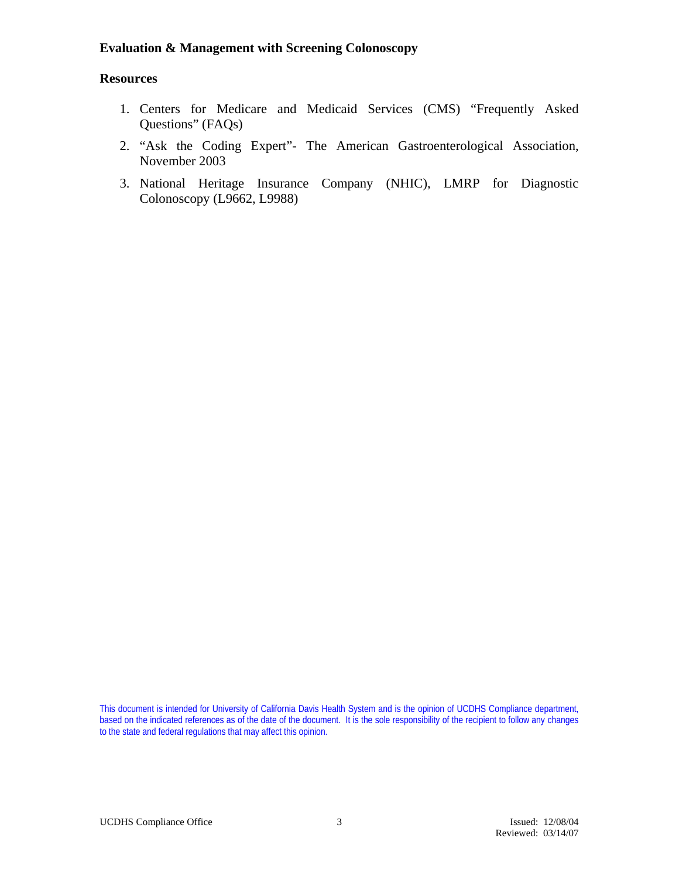**Evaluation & Management with Screening Colonoscopy**

## Resources

1. Centers for Medicare and Medicaid Services (CMS) "Frequently Asked Questions" (FAQs)
2. "Ask the Coding Expert"- The American Gastroenterological Association, November 2003
3. National Heritage Insurance Company (NHIC), LMRP for Diagnostic Colonoscopy (L9662, L9988)

This document is intended for University of California Davis Health System and is the opinion of UCDHS Compliance department, based on the indicated references as of the date of the document. It is the sole responsibility of the recipient to follow any changes to the state and federal regulations that may affect this opinion.